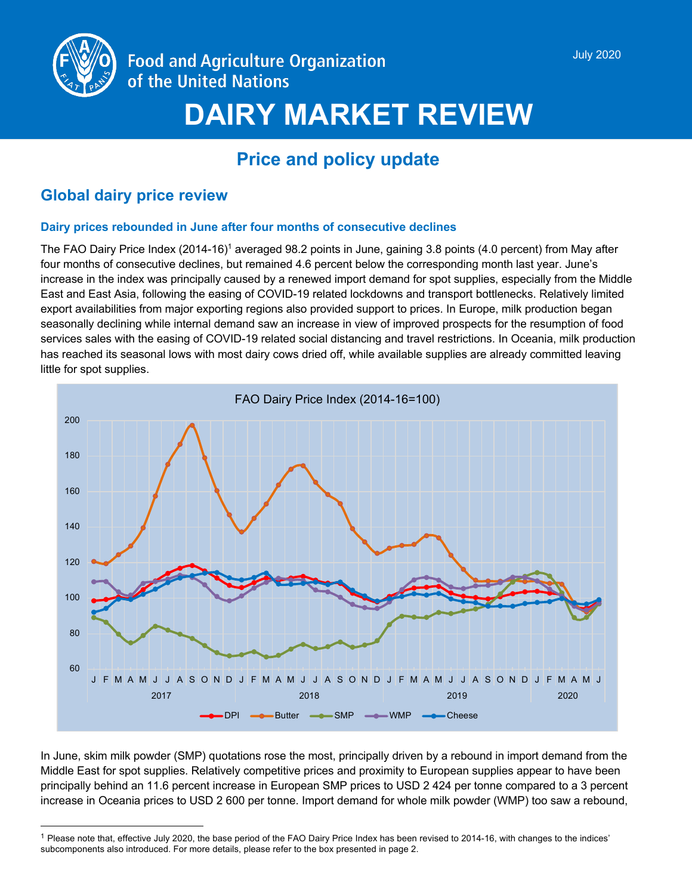Food and Agriculture Organization of the United Nations

July 2020

# DAIRY MARKET REVIEW

## Price and policy update

## Global dairy price review

### Dairy prices rebounded in June after four months of consecutive declines

The FAO Dairy Price Index (2014-16)[1] averaged 98.2 points in June, gaining 3.8 points (4.0 percent) from May after four months of consecutive declines, but remained 4.6 percent below the corresponding month last year. June's increase in the index was principally caused by a renewed import demand for spot supplies, especially from the Middle East and East Asia, following the easing of COVID-19 related lockdowns and transport bottlenecks. Relatively limited export availabilities from major exporting regions also provided support to prices. In Europe, milk production began seasonally declining while internal demand saw an increase in view of improved prospects for the resumption of food services sales with the easing of COVID-19 related social distancing and travel restrictions. In Oceania, milk production has reached its seasonal lows with most dairy cows dried off, while available supplies are already committed leaving little for spot supplies.

FAO Dairy Price Index (2014-16=100)

In June, skim milk powder (SMP) quotations rose the most, principally driven by a rebound in import demand from the Middle East for spot supplies. Relatively competitive prices and proximity to European supplies appear to have been principally behind an 11.6 percent increase in European SMP prices to USD 2 424 per tonne compared to a 3 percent increase in Oceania prices to USD 2 600 per tonne. Import demand for whole milk powder (WMP) too saw a rebound,

[1] Please note that, effective July 2020, the base period of the FAO Dairy Price Index has been revised to 2014-16, with changes to the indices' subcomponents also introduced. For more details, please refer to the box presented in page 2.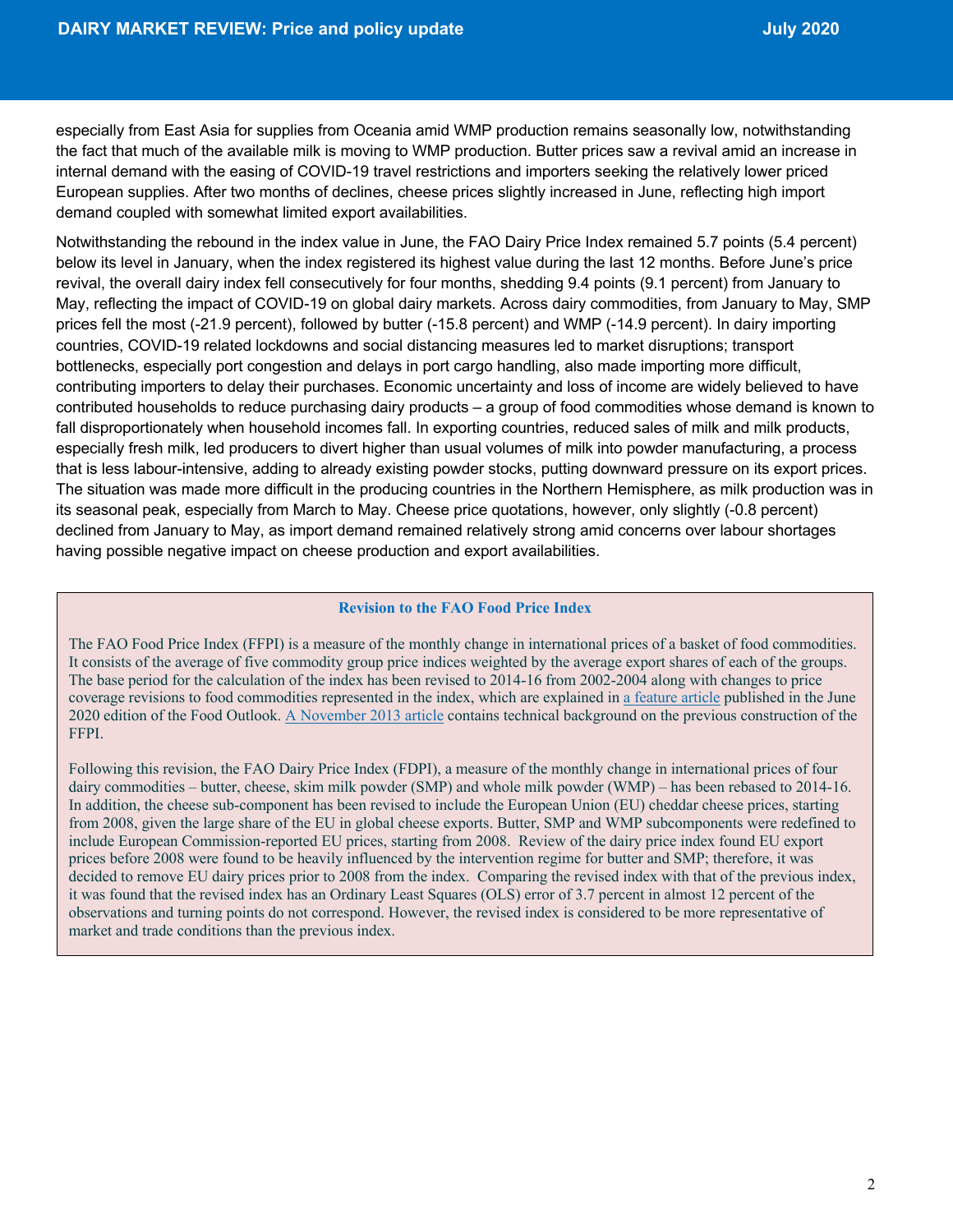especially from East Asia for supplies from Oceania amid WMP production remains seasonally low, notwithstanding the fact that much of the available milk is moving to WMP production. Butter prices saw a revival amid an increase in internal demand with the easing of COVID-19 travel restrictions and importers seeking the relatively lower priced European supplies. After two months of declines, cheese prices slightly increased in June, reflecting high import demand coupled with somewhat limited export availabilities.

Notwithstanding the rebound in the index value in June, the FAO Dairy Price Index remained 5.7 points (5.4 percent) below its level in January, when the index registered its highest value during the last 12 months. Before June's price revival, the overall dairy index fell consecutively for four months, shedding 9.4 points (9.1 percent) from January to May, reflecting the impact of COVID-19 on global dairy markets. Across dairy commodities, from January to May, SMP prices fell the most (-21.9 percent), followed by butter (-15.8 percent) and WMP (-14.9 percent). In dairy importing countries, COVID-19 related lockdowns and social distancing measures led to market disruptions; transport bottlenecks, especially port congestion and delays in port cargo handling, also made importing more difficult, contributing importers to delay their purchases. Economic uncertainty and loss of income are widely believed to have contributed households to reduce purchasing dairy products – a group of food commodities whose demand is known to fall disproportionately when household incomes fall. In exporting countries, reduced sales of milk and milk products, especially fresh milk, led producers to divert higher than usual volumes of milk into powder manufacturing, a process that is less labour-intensive, adding to already existing powder stocks, putting downward pressure on its export prices. The situation was made more difficult in the producing countries in the Northern Hemisphere, as milk production was in its seasonal peak, especially from March to May. Cheese price quotations, however, only slightly (-0.8 percent) declined from January to May, as import demand remained relatively strong amid concerns over labour shortages having possible negative impact on cheese production and export availabilities.

### Revision to the FAO Food Price Index

The FAO Food Price Index (FFPI) is a measure of the monthly change in international prices of a basket of food commodities. It consists of the average of five commodity group price indices weighted by the average export shares of each of the groups. The base period for the calculation of the index has been revised to 2014-16 from 2002-2004 along with changes to price coverage revisions to food commodities represented in the index, which are explained in a feature article published in the June 2020 edition of the Food Outlook. A November 2013 article contains technical background on the previous construction of the FFPI.

Following this revision, the FAO Dairy Price Index (FDPI), a measure of the monthly change in international prices of four dairy commodities – butter, cheese, skim milk powder (SMP) and whole milk powder (WMP) – has been rebased to 2014-16. In addition, the cheese sub-component has been revised to include the European Union (EU) cheddar cheese prices, starting from 2008, given the large share of the EU in global cheese exports. Butter, SMP and WMP subcomponents were redefined to include European Commission-reported EU prices, starting from 2008. Review of the dairy price index found EU export prices before 2008 were found to be heavily influenced by the intervention regime for butter and SMP; therefore, it was decided to remove EU dairy prices prior to 2008 from the index. Comparing the revised index with that of the previous index, it was found that the revised index has an Ordinary Least Squares (OLS) error of 3.7 percent in almost 12 percent of the observations and turning points do not correspond. However, the revised index is considered to be more representative of market and trade conditions than the previous index.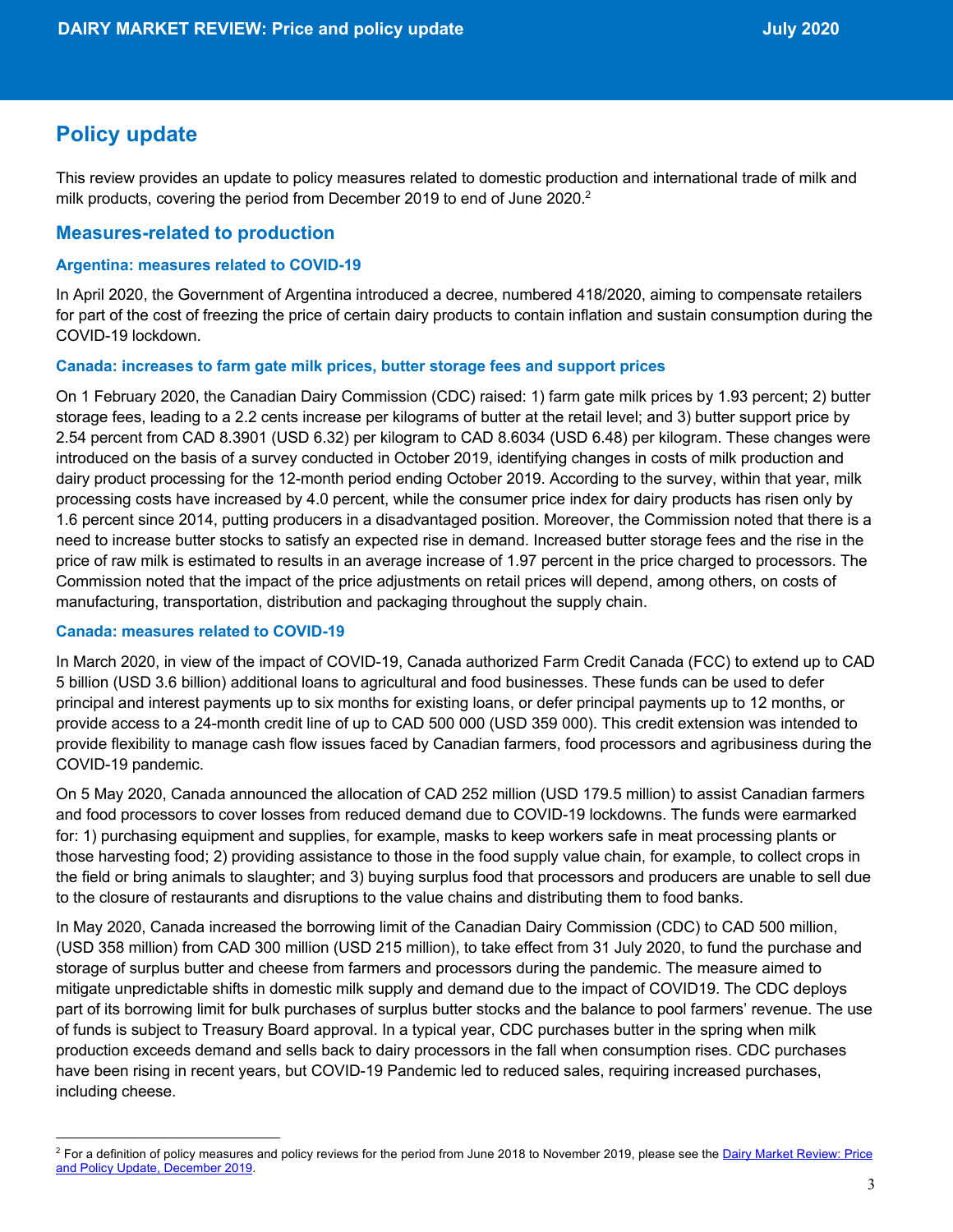## Policy update

This review provides an update to policy measures related to domestic production and international trade of milk and milk products, covering the period from December 2019 to end of June 2020.[2]

### Measures-related to production

#### Argentina: measures related to COVID-19

In April 2020, the Government of Argentina introduced a decree, numbered 418/2020, aiming to compensate retailers for part of the cost of freezing the price of certain dairy products to contain inflation and sustain consumption during the COVID-19 lockdown.

#### Canada: increases to farm gate milk prices, butter storage fees and support prices

On 1 February 2020, the Canadian Dairy Commission (CDC) raised: 1) farm gate milk prices by 1.93 percent; 2) butter storage fees, leading to a 2.2 cents increase per kilograms of butter at the retail level; and 3) butter support price by 2.54 percent from CAD 8.3901 (USD 6.32) per kilogram to CAD 8.6034 (USD 6.48) per kilogram. These changes were introduced on the basis of a survey conducted in October 2019, identifying changes in costs of milk production and dairy product processing for the 12-month period ending October 2019. According to the survey, within that year, milk processing costs have increased by 4.0 percent, while the consumer price index for dairy products has risen only by 1.6 percent since 2014, putting producers in a disadvantaged position. Moreover, the Commission noted that there is a need to increase butter stocks to satisfy an expected rise in demand. Increased butter storage fees and the rise in the price of raw milk is estimated to results in an average increase of 1.97 percent in the price charged to processors. The Commission noted that the impact of the price adjustments on retail prices will depend, among others, on costs of manufacturing, transportation, distribution and packaging throughout the supply chain.

#### Canada: measures related to COVID-19

In March 2020, in view of the impact of COVID-19, Canada authorized Farm Credit Canada (FCC) to extend up to CAD 5 billion (USD 3.6 billion) additional loans to agricultural and food businesses. These funds can be used to defer principal and interest payments up to six months for existing loans, or defer principal payments up to 12 months, or provide access to a 24-month credit line of up to CAD 500 000 (USD 359 000). This credit extension was intended to provide flexibility to manage cash flow issues faced by Canadian farmers, food processors and agribusiness during the COVID-19 pandemic.

On 5 May 2020, Canada announced the allocation of CAD 252 million (USD 179.5 million) to assist Canadian farmers and food processors to cover losses from reduced demand due to COVID-19 lockdowns. The funds were earmarked for: 1) purchasing equipment and supplies, for example, masks to keep workers safe in meat processing plants or those harvesting food; 2) providing assistance to those in the food supply value chain, for example, to collect crops in the field or bring animals to slaughter; and 3) buying surplus food that processors and producers are unable to sell due to the closure of restaurants and disruptions to the value chains and distributing them to food banks.

In May 2020, Canada increased the borrowing limit of the Canadian Dairy Commission (CDC) to CAD 500 million, (USD 358 million) from CAD 300 million (USD 215 million), to take effect from 31 July 2020, to fund the purchase and storage of surplus butter and cheese from farmers and processors during the pandemic. The measure aimed to mitigate unpredictable shifts in domestic milk supply and demand due to the impact of COVID19. The CDC deploys part of its borrowing limit for bulk purchases of surplus butter stocks and the balance to pool farmers' revenue. The use of funds is subject to Treasury Board approval. In a typical year, CDC purchases butter in the spring when milk production exceeds demand and sells back to dairy processors in the fall when consumption rises. CDC purchases have been rising in recent years, but COVID-19 Pandemic led to reduced sales, requiring increased purchases, including cheese.

---

[2] For a definition of policy measures and policy reviews for the period from June 2018 to November 2019, please see the Dairy Market Review: Price and Policy Update, December 2019.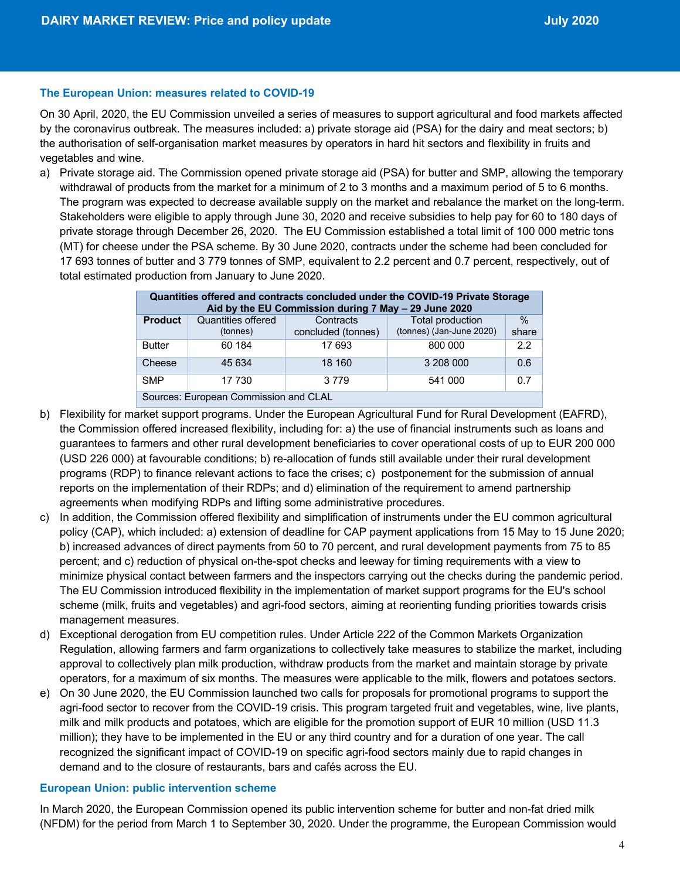## The European Union: measures related to COVID-19

On 30 April, 2020, the EU Commission unveiled a series of measures to support agricultural and food markets affected by the coronavirus outbreak. The measures included: a) private storage aid (PSA) for the dairy and meat sectors; b) the authorisation of self-organisation market measures by operators in hard hit sectors and flexibility in fruits and vegetables and wine.

a) Private storage aid. The Commission opened private storage aid (PSA) for butter and SMP, allowing the temporary withdrawal of products from the market for a minimum of 2 to 3 months and a maximum period of 5 to 6 months. The program was expected to decrease available supply on the market and rebalance the market on the long-term. Stakeholders were eligible to apply through June 30, 2020 and receive subsidies to help pay for 60 to 180 days of private storage through December 26, 2020. The EU Commission established a total limit of 100 000 metric tons (MT) for cheese under the PSA scheme. By 30 June 2020, contracts under the scheme had been concluded for 17 693 tonnes of butter and 3 779 tonnes of SMP, equivalent to 2.2 percent and 0.7 percent, respectively, out of total estimated production from January to June 2020.

| Quantities offered and contracts concluded under the COVID-19 Private Storage Aid by the EU Commission during 7 May – 29 June 2020 | | | | |
|---|---|---|---|---|
| **Product** | Quantities offered (tonnes) | Contracts concluded (tonnes) | Total production (tonnes) (Jan-June 2020) | % share |
| Butter | 60 184 | 17 693 | 800 000 | 2.2 |
| Cheese | 45 634 | 18 160 | 3 208 000 | 0.6 |
| SMP | 17 730 | 3 779 | 541 000 | 0.7 |
| Sources: European Commission and CLAL | | | | |

b) Flexibility for market support programs. Under the European Agricultural Fund for Rural Development (EAFRD), the Commission offered increased flexibility, including for: a) the use of financial instruments such as loans and guarantees to farmers and other rural development beneficiaries to cover operational costs of up to EUR 200 000 (USD 226 000) at favourable conditions; b) re-allocation of funds still available under their rural development programs (RDP) to finance relevant actions to face the crises; c) postponement for the submission of annual reports on the implementation of their RDPs; and d) elimination of the requirement to amend partnership agreements when modifying RDPs and lifting some administrative procedures.

c) In addition, the Commission offered flexibility and simplification of instruments under the EU common agricultural policy (CAP), which included: a) extension of deadline for CAP payment applications from 15 May to 15 June 2020; b) increased advances of direct payments from 50 to 70 percent, and rural development payments from 75 to 85 percent; and c) reduction of physical on-the-spot checks and leeway for timing requirements with a view to minimize physical contact between farmers and the inspectors carrying out the checks during the pandemic period. The EU Commission introduced flexibility in the implementation of market support programs for the EU's school scheme (milk, fruits and vegetables) and agri-food sectors, aiming at reorienting funding priorities towards crisis management measures.

d) Exceptional derogation from EU competition rules. Under Article 222 of the Common Markets Organization Regulation, allowing farmers and farm organizations to collectively take measures to stabilize the market, including approval to collectively plan milk production, withdraw products from the market and maintain storage by private operators, for a maximum of six months. The measures were applicable to the milk, flowers and potatoes sectors.

e) On 30 June 2020, the EU Commission launched two calls for proposals for promotional programs to support the agri-food sector to recover from the COVID-19 crisis. This program targeted fruit and vegetables, wine, live plants, milk and milk products and potatoes, which are eligible for the promotion support of EUR 10 million (USD 11.3 million); they have to be implemented in the EU or any third country and for a duration of one year. The call recognized the significant impact of COVID-19 on specific agri-food sectors mainly due to rapid changes in demand and to the closure of restaurants, bars and cafés across the EU.

## European Union: public intervention scheme

In March 2020, the European Commission opened its public intervention scheme for butter and non-fat dried milk (NFDM) for the period from March 1 to September 30, 2020. Under the programme, the European Commission would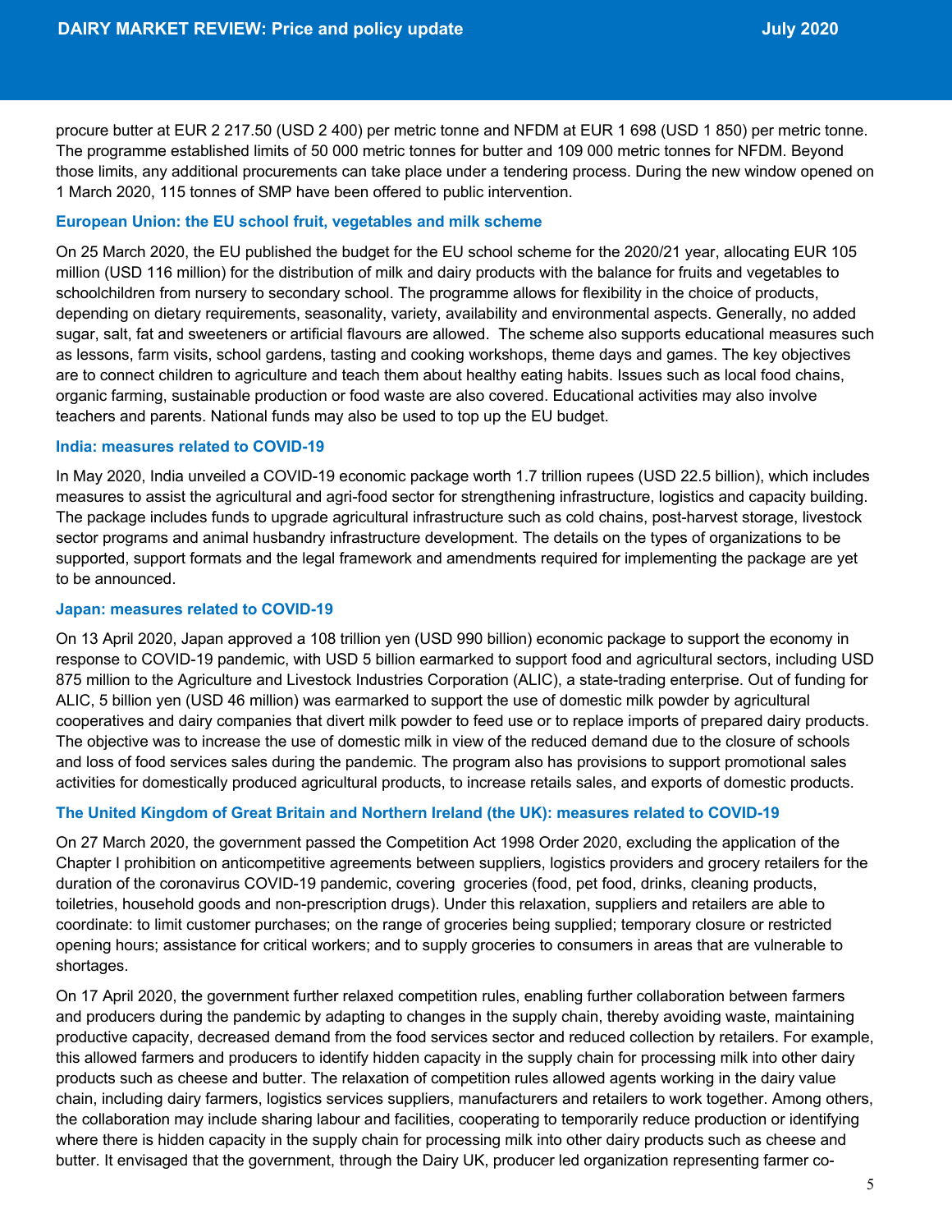procure butter at EUR 2 217.50 (USD 2 400) per metric tonne and NFDM at EUR 1 698 (USD 1 850) per metric tonne. The programme established limits of 50 000 metric tonnes for butter and 109 000 metric tonnes for NFDM. Beyond those limits, any additional procurements can take place under a tendering process. During the new window opened on 1 March 2020, 115 tonnes of SMP have been offered to public intervention.

### European Union: the EU school fruit, vegetables and milk scheme

On 25 March 2020, the EU published the budget for the EU school scheme for the 2020/21 year, allocating EUR 105 million (USD 116 million) for the distribution of milk and dairy products with the balance for fruits and vegetables to schoolchildren from nursery to secondary school. The programme allows for flexibility in the choice of products, depending on dietary requirements, seasonality, variety, availability and environmental aspects. Generally, no added sugar, salt, fat and sweeteners or artificial flavours are allowed. The scheme also supports educational measures such as lessons, farm visits, school gardens, tasting and cooking workshops, theme days and games. The key objectives are to connect children to agriculture and teach them about healthy eating habits. Issues such as local food chains, organic farming, sustainable production or food waste are also covered. Educational activities may also involve teachers and parents. National funds may also be used to top up the EU budget.

### India: measures related to COVID-19

In May 2020, India unveiled a COVID-19 economic package worth 1.7 trillion rupees (USD 22.5 billion), which includes measures to assist the agricultural and agri-food sector for strengthening infrastructure, logistics and capacity building. The package includes funds to upgrade agricultural infrastructure such as cold chains, post-harvest storage, livestock sector programs and animal husbandry infrastructure development. The details on the types of organizations to be supported, support formats and the legal framework and amendments required for implementing the package are yet to be announced.

### Japan: measures related to COVID-19

On 13 April 2020, Japan approved a 108 trillion yen (USD 990 billion) economic package to support the economy in response to COVID-19 pandemic, with USD 5 billion earmarked to support food and agricultural sectors, including USD 875 million to the Agriculture and Livestock Industries Corporation (ALIC), a state-trading enterprise. Out of funding for ALIC, 5 billion yen (USD 46 million) was earmarked to support the use of domestic milk powder by agricultural cooperatives and dairy companies that divert milk powder to feed use or to replace imports of prepared dairy products. The objective was to increase the use of domestic milk in view of the reduced demand due to the closure of schools and loss of food services sales during the pandemic. The program also has provisions to support promotional sales activities for domestically produced agricultural products, to increase retails sales, and exports of domestic products.

### The United Kingdom of Great Britain and Northern Ireland (the UK): measures related to COVID-19

On 27 March 2020, the government passed the Competition Act 1998 Order 2020, excluding the application of the Chapter I prohibition on anticompetitive agreements between suppliers, logistics providers and grocery retailers for the duration of the coronavirus COVID-19 pandemic, covering groceries (food, pet food, drinks, cleaning products, toiletries, household goods and non-prescription drugs). Under this relaxation, suppliers and retailers are able to coordinate: to limit customer purchases; on the range of groceries being supplied; temporary closure or restricted opening hours; assistance for critical workers; and to supply groceries to consumers in areas that are vulnerable to shortages.

On 17 April 2020, the government further relaxed competition rules, enabling further collaboration between farmers and producers during the pandemic by adapting to changes in the supply chain, thereby avoiding waste, maintaining productive capacity, decreased demand from the food services sector and reduced collection by retailers. For example, this allowed farmers and producers to identify hidden capacity in the supply chain for processing milk into other dairy products such as cheese and butter. The relaxation of competition rules allowed agents working in the dairy value chain, including dairy farmers, logistics services suppliers, manufacturers and retailers to work together. Among others, the collaboration may include sharing labour and facilities, cooperating to temporarily reduce production or identifying where there is hidden capacity in the supply chain for processing milk into other dairy products such as cheese and butter. It envisaged that the government, through the Dairy UK, producer led organization representing farmer co-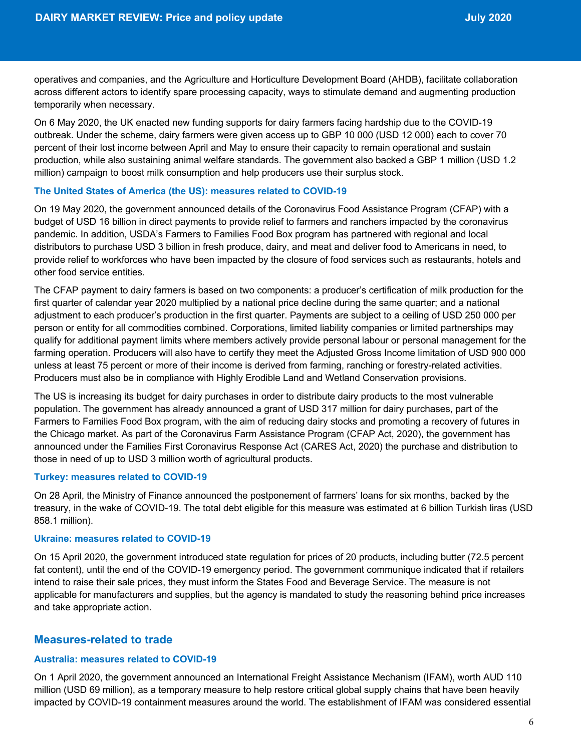operatives and companies, and the Agriculture and Horticulture Development Board (AHDB), facilitate collaboration across different actors to identify spare processing capacity, ways to stimulate demand and augmenting production temporarily when necessary.

On 6 May 2020, the UK enacted new funding supports for dairy farmers facing hardship due to the COVID-19 outbreak. Under the scheme, dairy farmers were given access up to GBP 10 000 (USD 12 000) each to cover 70 percent of their lost income between April and May to ensure their capacity to remain operational and sustain production, while also sustaining animal welfare standards. The government also backed a GBP 1 million (USD 1.2 million) campaign to boost milk consumption and help producers use their surplus stock.

### The United States of America (the US): measures related to COVID-19

On 19 May 2020, the government announced details of the Coronavirus Food Assistance Program (CFAP) with a budget of USD 16 billion in direct payments to provide relief to farmers and ranchers impacted by the coronavirus pandemic. In addition, USDA's Farmers to Families Food Box program has partnered with regional and local distributors to purchase USD 3 billion in fresh produce, dairy, and meat and deliver food to Americans in need, to provide relief to workforces who have been impacted by the closure of food services such as restaurants, hotels and other food service entities.

The CFAP payment to dairy farmers is based on two components: a producer's certification of milk production for the first quarter of calendar year 2020 multiplied by a national price decline during the same quarter; and a national adjustment to each producer's production in the first quarter. Payments are subject to a ceiling of USD 250 000 per person or entity for all commodities combined. Corporations, limited liability companies or limited partnerships may qualify for additional payment limits where members actively provide personal labour or personal management for the farming operation. Producers will also have to certify they meet the Adjusted Gross Income limitation of USD 900 000 unless at least 75 percent or more of their income is derived from farming, ranching or forestry-related activities. Producers must also be in compliance with Highly Erodible Land and Wetland Conservation provisions.

The US is increasing its budget for dairy purchases in order to distribute dairy products to the most vulnerable population. The government has already announced a grant of USD 317 million for dairy purchases, part of the Farmers to Families Food Box program, with the aim of reducing dairy stocks and promoting a recovery of futures in the Chicago market. As part of the Coronavirus Farm Assistance Program (CFAP Act, 2020), the government has announced under the Families First Coronavirus Response Act (CARES Act, 2020) the purchase and distribution to those in need of up to USD 3 million worth of agricultural products.

### Turkey: measures related to COVID-19

On 28 April, the Ministry of Finance announced the postponement of farmers' loans for six months, backed by the treasury, in the wake of COVID-19. The total debt eligible for this measure was estimated at 6 billion Turkish liras (USD 858.1 million).

### Ukraine: measures related to COVID-19

On 15 April 2020, the government introduced state regulation for prices of 20 products, including butter (72.5 percent fat content), until the end of the COVID-19 emergency period. The government communique indicated that if retailers intend to raise their sale prices, they must inform the States Food and Beverage Service. The measure is not applicable for manufacturers and supplies, but the agency is mandated to study the reasoning behind price increases and take appropriate action.

## Measures-related to trade

### Australia: measures related to COVID-19

On 1 April 2020, the government announced an International Freight Assistance Mechanism (IFAM), worth AUD 110 million (USD 69 million), as a temporary measure to help restore critical global supply chains that have been heavily impacted by COVID-19 containment measures around the world. The establishment of IFAM was considered essential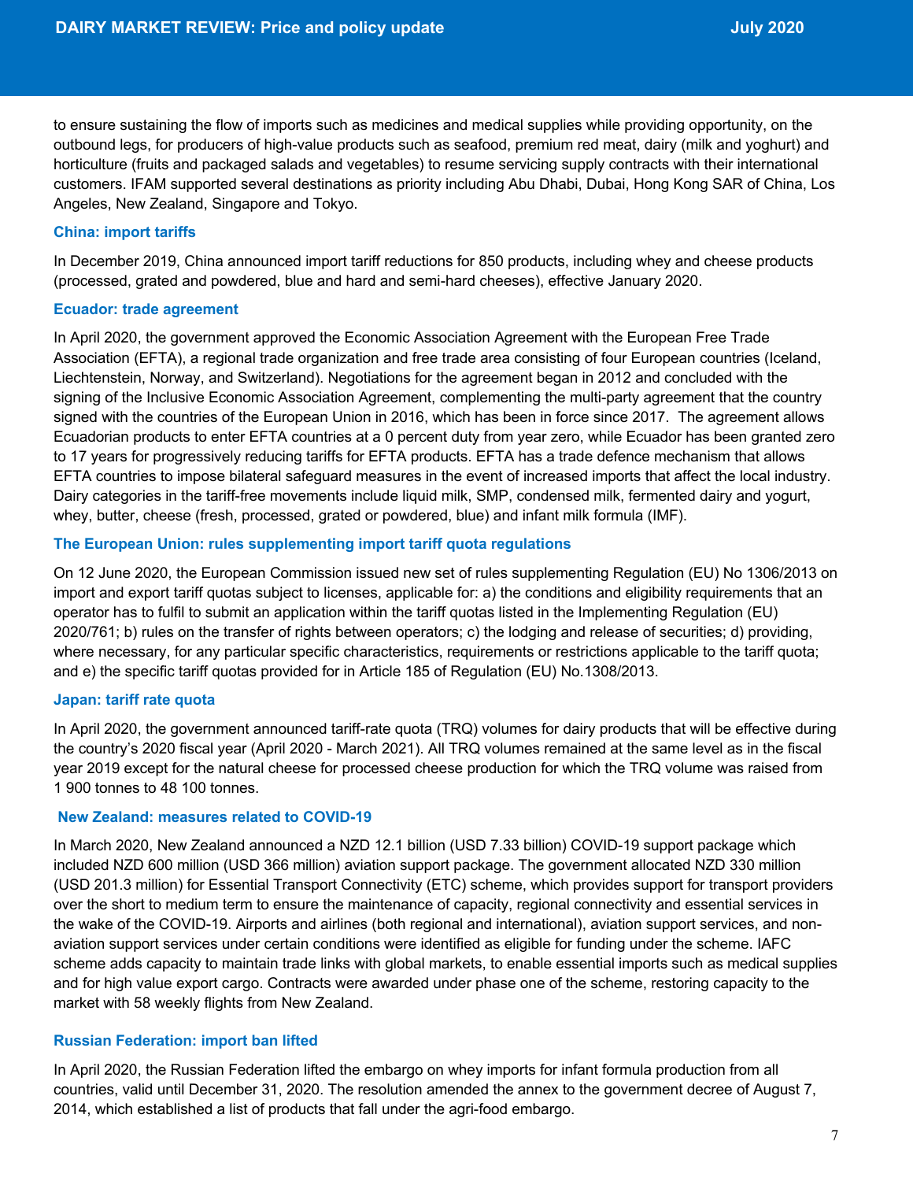to ensure sustaining the flow of imports such as medicines and medical supplies while providing opportunity, on the outbound legs, for producers of high-value products such as seafood, premium red meat, dairy (milk and yoghurt) and horticulture (fruits and packaged salads and vegetables) to resume servicing supply contracts with their international customers. IFAM supported several destinations as priority including Abu Dhabi, Dubai, Hong Kong SAR of China, Los Angeles, New Zealand, Singapore and Tokyo.

### China: import tariffs

In December 2019, China announced import tariff reductions for 850 products, including whey and cheese products (processed, grated and powdered, blue and hard and semi-hard cheeses), effective January 2020.

### Ecuador: trade agreement

In April 2020, the government approved the Economic Association Agreement with the European Free Trade Association (EFTA), a regional trade organization and free trade area consisting of four European countries (Iceland, Liechtenstein, Norway, and Switzerland). Negotiations for the agreement began in 2012 and concluded with the signing of the Inclusive Economic Association Agreement, complementing the multi-party agreement that the country signed with the countries of the European Union in 2016, which has been in force since 2017. The agreement allows Ecuadorian products to enter EFTA countries at a 0 percent duty from year zero, while Ecuador has been granted zero to 17 years for progressively reducing tariffs for EFTA products. EFTA has a trade defence mechanism that allows EFTA countries to impose bilateral safeguard measures in the event of increased imports that affect the local industry. Dairy categories in the tariff-free movements include liquid milk, SMP, condensed milk, fermented dairy and yogurt, whey, butter, cheese (fresh, processed, grated or powdered, blue) and infant milk formula (IMF).

### The European Union: rules supplementing import tariff quota regulations

On 12 June 2020, the European Commission issued new set of rules supplementing Regulation (EU) No 1306/2013 on import and export tariff quotas subject to licenses, applicable for: a) the conditions and eligibility requirements that an operator has to fulfil to submit an application within the tariff quotas listed in the Implementing Regulation (EU) 2020/761; b) rules on the transfer of rights between operators; c) the lodging and release of securities; d) providing, where necessary, for any particular specific characteristics, requirements or restrictions applicable to the tariff quota; and e) the specific tariff quotas provided for in Article 185 of Regulation (EU) No.1308/2013.

### Japan: tariff rate quota

In April 2020, the government announced tariff-rate quota (TRQ) volumes for dairy products that will be effective during the country's 2020 fiscal year (April 2020 - March 2021). All TRQ volumes remained at the same level as in the fiscal year 2019 except for the natural cheese for processed cheese production for which the TRQ volume was raised from 1 900 tonnes to 48 100 tonnes.

### New Zealand: measures related to COVID-19

In March 2020, New Zealand announced a NZD 12.1 billion (USD 7.33 billion) COVID-19 support package which included NZD 600 million (USD 366 million) aviation support package. The government allocated NZD 330 million (USD 201.3 million) for Essential Transport Connectivity (ETC) scheme, which provides support for transport providers over the short to medium term to ensure the maintenance of capacity, regional connectivity and essential services in the wake of the COVID-19. Airports and airlines (both regional and international), aviation support services, and non-aviation support services under certain conditions were identified as eligible for funding under the scheme. IAFC scheme adds capacity to maintain trade links with global markets, to enable essential imports such as medical supplies and for high value export cargo. Contracts were awarded under phase one of the scheme, restoring capacity to the market with 58 weekly flights from New Zealand.

### Russian Federation: import ban lifted

In April 2020, the Russian Federation lifted the embargo on whey imports for infant formula production from all countries, valid until December 31, 2020. The resolution amended the annex to the government decree of August 7, 2014, which established a list of products that fall under the agri-food embargo.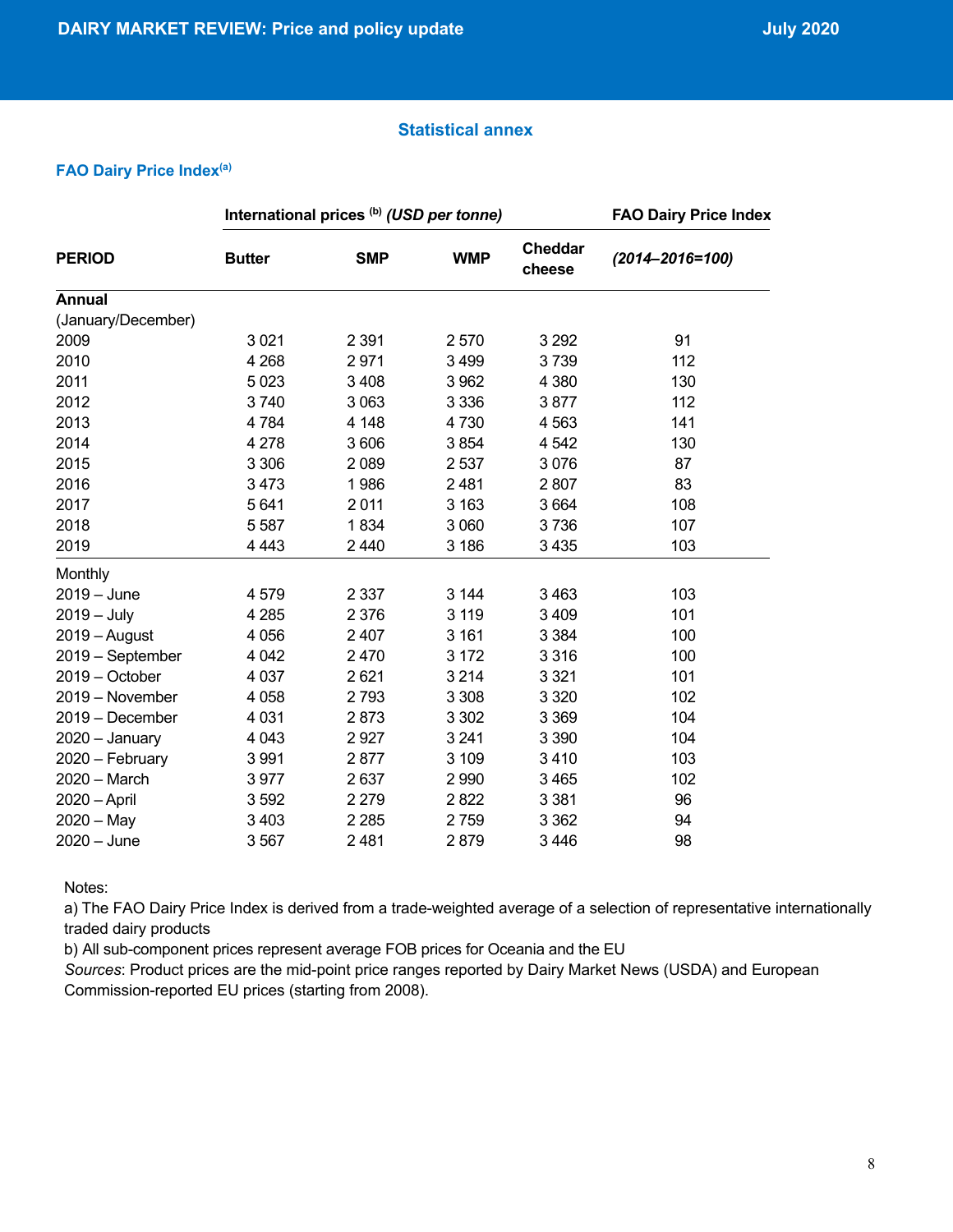## Statistical annex

### FAO Dairy Price Index[a]

| PERIOD | International prices [b] *(USD per tonne)* | | | | FAO Dairy Price Index |
|---|---|---|---|---|---|
| | Butter | SMP | WMP | Cheddar cheese | *(2014–2016=100)* |
| **Annual** | | | | | |
| (January/December) | | | | | |
| 2009 | 3 021 | 2 391 | 2 570 | 3 292 | 91 |
| 2010 | 4 268 | 2 971 | 3 499 | 3 739 | 112 |
| 2011 | 5 023 | 3 408 | 3 962 | 4 380 | 130 |
| 2012 | 3 740 | 3 063 | 3 336 | 3 877 | 112 |
| 2013 | 4 784 | 4 148 | 4 730 | 4 563 | 141 |
| 2014 | 4 278 | 3 606 | 3 854 | 4 542 | 130 |
| 2015 | 3 306 | 2 089 | 2 537 | 3 076 | 87 |
| 2016 | 3 473 | 1 986 | 2 481 | 2 807 | 83 |
| 2017 | 5 641 | 2 011 | 3 163 | 3 664 | 108 |
| 2018 | 5 587 | 1 834 | 3 060 | 3 736 | 107 |
| 2019 | 4 443 | 2 440 | 3 186 | 3 435 | 103 |
| Monthly | | | | | |
| 2019 – June | 4 579 | 2 337 | 3 144 | 3 463 | 103 |
| 2019 – July | 4 285 | 2 376 | 3 119 | 3 409 | 101 |
| 2019 – August | 4 056 | 2 407 | 3 161 | 3 384 | 100 |
| 2019 – September | 4 042 | 2 470 | 3 172 | 3 316 | 100 |
| 2019 – October | 4 037 | 2 621 | 3 214 | 3 321 | 101 |
| 2019 – November | 4 058 | 2 793 | 3 308 | 3 320 | 102 |
| 2019 – December | 4 031 | 2 873 | 3 302 | 3 369 | 104 |
| 2020 – January | 4 043 | 2 927 | 3 241 | 3 390 | 104 |
| 2020 – February | 3 991 | 2 877 | 3 109 | 3 410 | 103 |
| 2020 – March | 3 977 | 2 637 | 2 990 | 3 465 | 102 |
| 2020 – April | 3 592 | 2 279 | 2 822 | 3 381 | 96 |
| 2020 – May | 3 403 | 2 285 | 2 759 | 3 362 | 94 |
| 2020 – June | 3 567 | 2 481 | 2 879 | 3 446 | 98 |

Notes:
a) The FAO Dairy Price Index is derived from a trade-weighted average of a selection of representative internationally traded dairy products
b) All sub-component prices represent average FOB prices for Oceania and the EU
*Sources*: Product prices are the mid-point price ranges reported by Dairy Market News (USDA) and European Commission-reported EU prices (starting from 2008).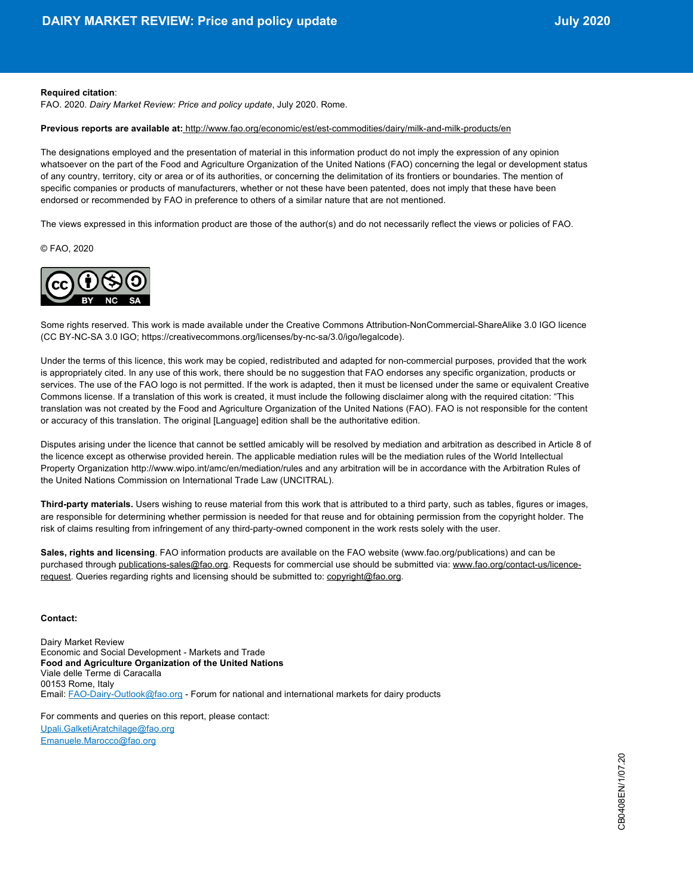**Required citation**:
FAO. 2020. *Dairy Market Review: Price and policy update*, July 2020. Rome.

**Previous reports are available at:** http://www.fao.org/economic/est/est-commodities/dairy/milk-and-milk-products/en

The designations employed and the presentation of material in this information product do not imply the expression of any opinion whatsoever on the part of the Food and Agriculture Organization of the United Nations (FAO) concerning the legal or development status of any country, territory, city or area or of its authorities, or concerning the delimitation of its frontiers or boundaries. The mention of specific companies or products of manufacturers, whether or not these have been patented, does not imply that these have been endorsed or recommended by FAO in preference to others of a similar nature that are not mentioned.

The views expressed in this information product are those of the author(s) and do not necessarily reflect the views or policies of FAO.

© FAO, 2020

Some rights reserved. This work is made available under the Creative Commons Attribution-NonCommercial-ShareAlike 3.0 IGO licence (CC BY-NC-SA 3.0 IGO; https://creativecommons.org/licenses/by-nc-sa/3.0/igo/legalcode).

Under the terms of this licence, this work may be copied, redistributed and adapted for non-commercial purposes, provided that the work is appropriately cited. In any use of this work, there should be no suggestion that FAO endorses any specific organization, products or services. The use of the FAO logo is not permitted. If the work is adapted, then it must be licensed under the same or equivalent Creative Commons license. If a translation of this work is created, it must include the following disclaimer along with the required citation: "This translation was not created by the Food and Agriculture Organization of the United Nations (FAO). FAO is not responsible for the content or accuracy of this translation. The original [Language] edition shall be the authoritative edition.

Disputes arising under the licence that cannot be settled amicably will be resolved by mediation and arbitration as described in Article 8 of the licence except as otherwise provided herein. The applicable mediation rules will be the mediation rules of the World Intellectual Property Organization http://www.wipo.int/amc/en/mediation/rules and any arbitration will be in accordance with the Arbitration Rules of the United Nations Commission on International Trade Law (UNCITRAL).

**Third-party materials.** Users wishing to reuse material from this work that is attributed to a third party, such as tables, figures or images, are responsible for determining whether permission is needed for that reuse and for obtaining permission from the copyright holder. The risk of claims resulting from infringement of any third-party-owned component in the work rests solely with the user.

**Sales, rights and licensing**. FAO information products are available on the FAO website (www.fao.org/publications) and can be purchased through publications-sales@fao.org. Requests for commercial use should be submitted via: www.fao.org/contact-us/licence-request. Queries regarding rights and licensing should be submitted to: copyright@fao.org.

**Contact:**

Dairy Market Review
Economic and Social Development - Markets and Trade
**Food and Agriculture Organization of the United Nations**
Viale delle Terme di Caracalla
00153 Rome, Italy
Email: FAO-Dairy-Outlook@fao.org - Forum for national and international markets for dairy products

For comments and queries on this report, please contact:
Upali.GalketiAratchilage@fao.org
Emanuele.Marocco@fao.org

CB0408EN/1/07.20